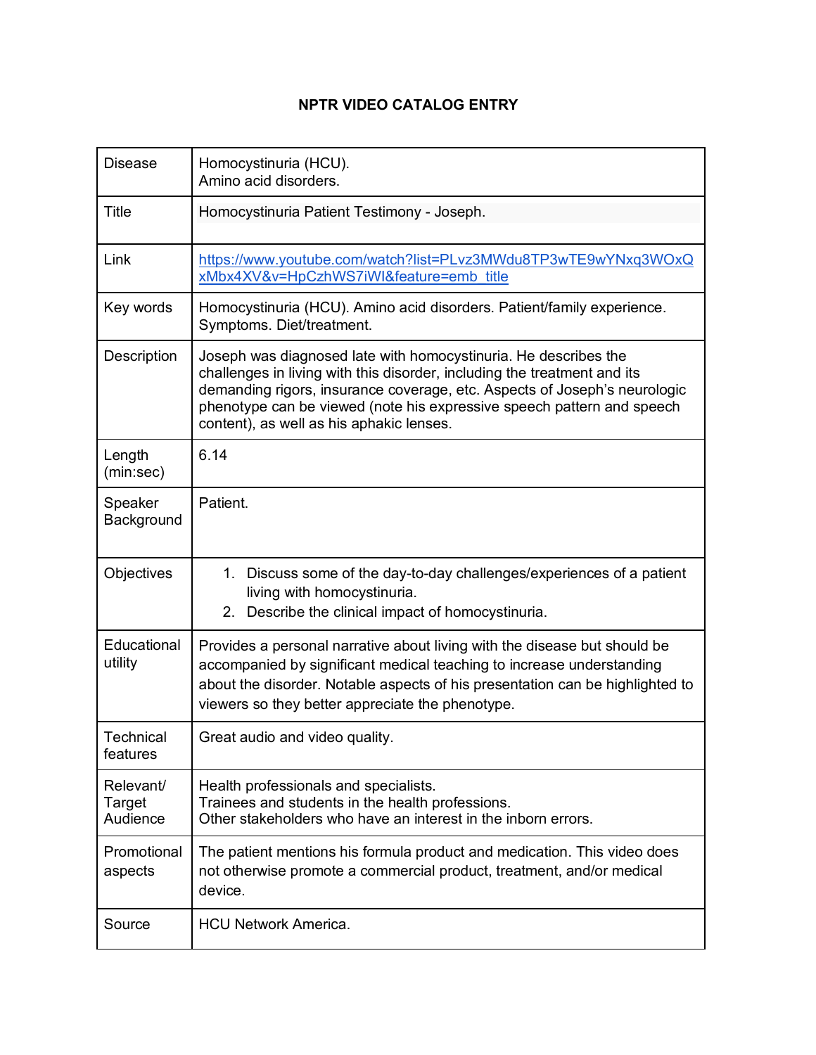# NPTR VIDEO CATALOG ENTRY

| | |
|---|---|
| Disease | Homocystinuria (HCU).<br>Amino acid disorders. |
| Title | Homocystinuria Patient Testimony - Joseph. |
| Link | https://www.youtube.com/watch?list=PLvz3MWdu8TP3wTE9wYNxq3WOxQxMbx4XV&v=HpCzhWS7iWI&feature=emb_title |
| Key words | Homocystinuria (HCU). Amino acid disorders. Patient/family experience. Symptoms. Diet/treatment. |
| Description | Joseph was diagnosed late with homocystinuria. He describes the challenges in living with this disorder, including the treatment and its demanding rigors, insurance coverage, etc. Aspects of Joseph's neurologic phenotype can be viewed (note his expressive speech pattern and speech content), as well as his aphakic lenses. |
| Length (min:sec) | 6.14 |
| Speaker Background | Patient. |
| Objectives | 1. Discuss some of the day-to-day challenges/experiences of a patient living with homocystinuria.<br>2. Describe the clinical impact of homocystinuria. |
| Educational utility | Provides a personal narrative about living with the disease but should be accompanied by significant medical teaching to increase understanding about the disorder. Notable aspects of his presentation can be highlighted to viewers so they better appreciate the phenotype. |
| Technical features | Great audio and video quality. |
| Relevant/ Target Audience | Health professionals and specialists.<br>Trainees and students in the health professions.<br>Other stakeholders who have an interest in the inborn errors. |
| Promotional aspects | The patient mentions his formula product and medication. This video does not otherwise promote a commercial product, treatment, and/or medical device. |
| Source | HCU Network America. |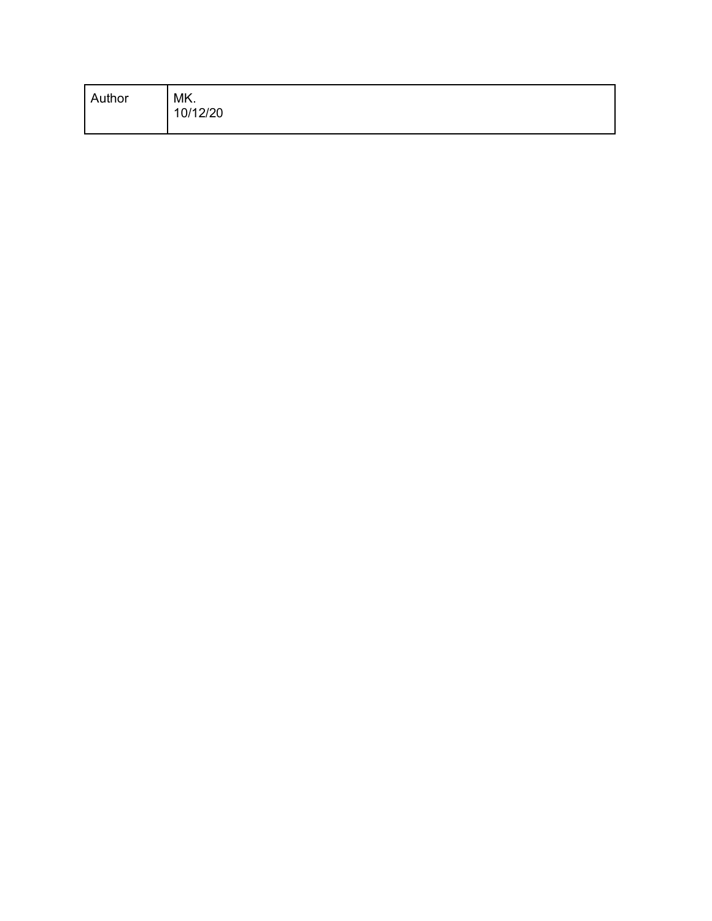| | |
|---|---|
| Author | MK.<br>10/12/20 |